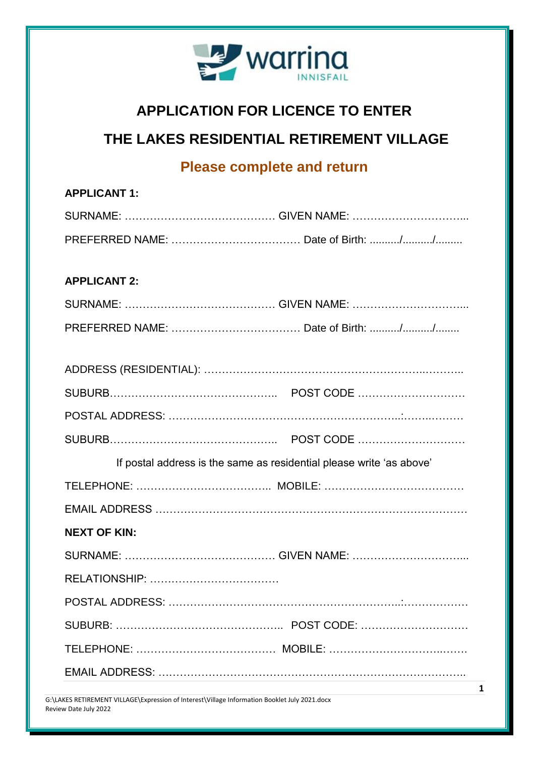warrina INNISFAIL

# APPLICATION FOR LICENCE TO ENTER

# THE LAKES RESIDENTIAL RETIREMENT VILLAGE

## Please complete and return

**APPLICANT 1:**

SURNAME: …………………………………… GIVEN NAME: …………………………...

PREFERRED NAME: ……………………………… Date of Birth: ........../........../.........

**APPLICANT 2:**

SURNAME: …………………………………… GIVEN NAME: …………………………...

PREFERRED NAME: ……………………………… Date of Birth: ........../........../........

ADDRESS (RESIDENTIAL): ……………………………………………………..………..

SUBURB……………………………………….. POST CODE …………………………

POSTAL ADDRESS: ……………………………………………………..:……..………

SUBURB……………………………………….. POST CODE …………………………

If postal address is the same as residential please write 'as above'

TELEPHONE: ……………………………….. MOBILE: …………………………………

EMAIL ADDRESS ……………………………………………………………………………

**NEXT OF KIN:**

SURNAME: …………………………………… GIVEN NAME: …………………………...

RELATIONSHIP: ………………………………

POSTAL ADDRESS: ……………………………………………………..:………………

SUBURB: ……………………………………….. POST CODE: …………………………

TELEPHONE: ………………………………… MOBILE: ……………………………..……

EMAIL ADDRESS: ……………………………………………………………………….

G:\LAKES RETIREMENT VILLAGE\Expression of Interest\Village Information Booklet July 2021.docx
Review Date July 2022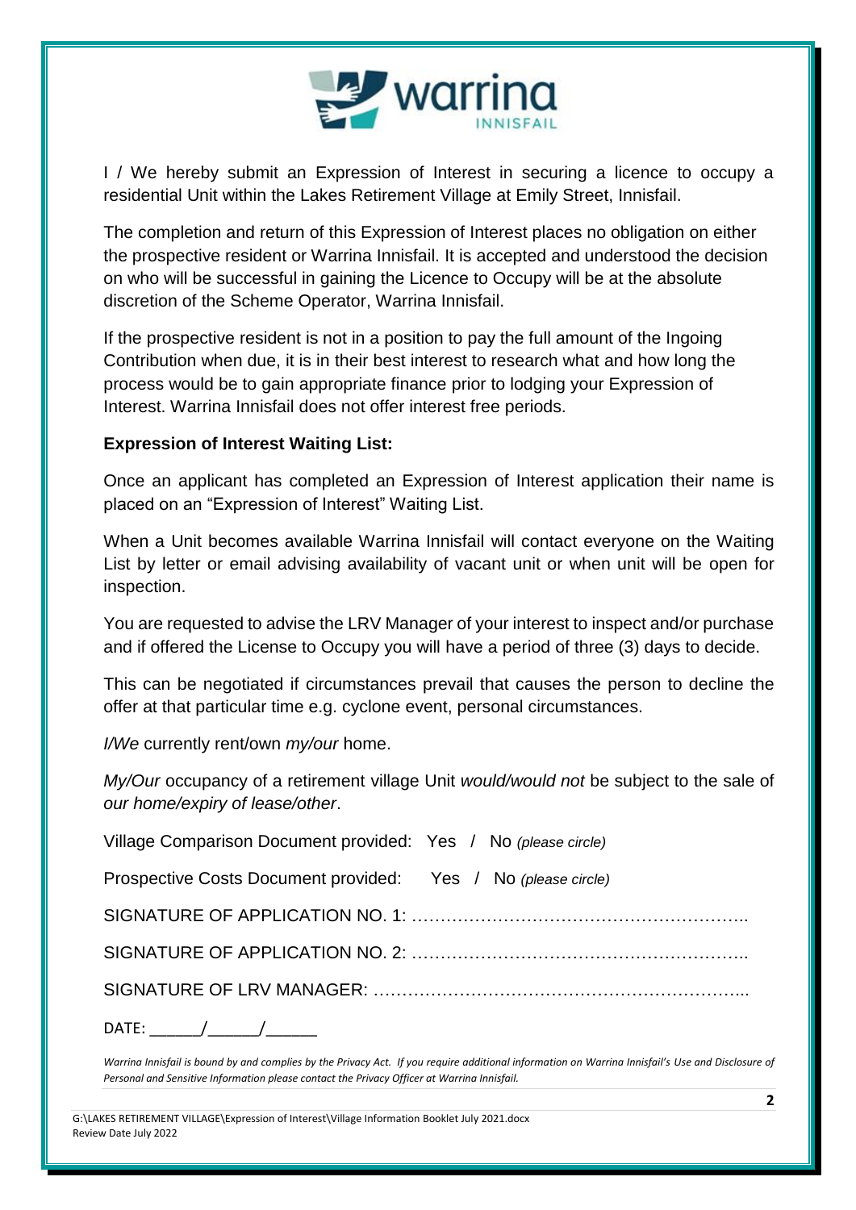I / We hereby submit an Expression of Interest in securing a licence to occupy a residential Unit within the Lakes Retirement Village at Emily Street, Innisfail.

The completion and return of this Expression of Interest places no obligation on either the prospective resident or Warrina Innisfail. It is accepted and understood the decision on who will be successful in gaining the Licence to Occupy will be at the absolute discretion of the Scheme Operator, Warrina Innisfail.

If the prospective resident is not in a position to pay the full amount of the Ingoing Contribution when due, it is in their best interest to research what and how long the process would be to gain appropriate finance prior to lodging your Expression of Interest. Warrina Innisfail does not offer interest free periods.

**Expression of Interest Waiting List:**

Once an applicant has completed an Expression of Interest application their name is placed on an "Expression of Interest" Waiting List.

When a Unit becomes available Warrina Innisfail will contact everyone on the Waiting List by letter or email advising availability of vacant unit or when unit will be open for inspection.

You are requested to advise the LRV Manager of your interest to inspect and/or purchase and if offered the License to Occupy you will have a period of three (3) days to decide.

This can be negotiated if circumstances prevail that causes the person to decline the offer at that particular time e.g. cyclone event, personal circumstances.

*I/We* currently rent/own *my/our* home.

*My/Our* occupancy of a retirement village Unit *would/would not* be subject to the sale of *our home/expiry of lease/other*.

Village Comparison Document provided: Yes / No *(please circle)*

Prospective Costs Document provided: Yes / No *(please circle)*

SIGNATURE OF APPLICATION NO. 1: …………………………………………………..

SIGNATURE OF APPLICATION NO. 2: …………………………………………………..

SIGNATURE OF LRV MANAGER: ………………………………………………………...

DATE: ______/______/______

*Warrina Innisfail is bound by and complies by the Privacy Act. If you require additional information on Warrina Innisfail's Use and Disclosure of Personal and Sensitive Information please contact the Privacy Officer at Warrina Innisfail.*